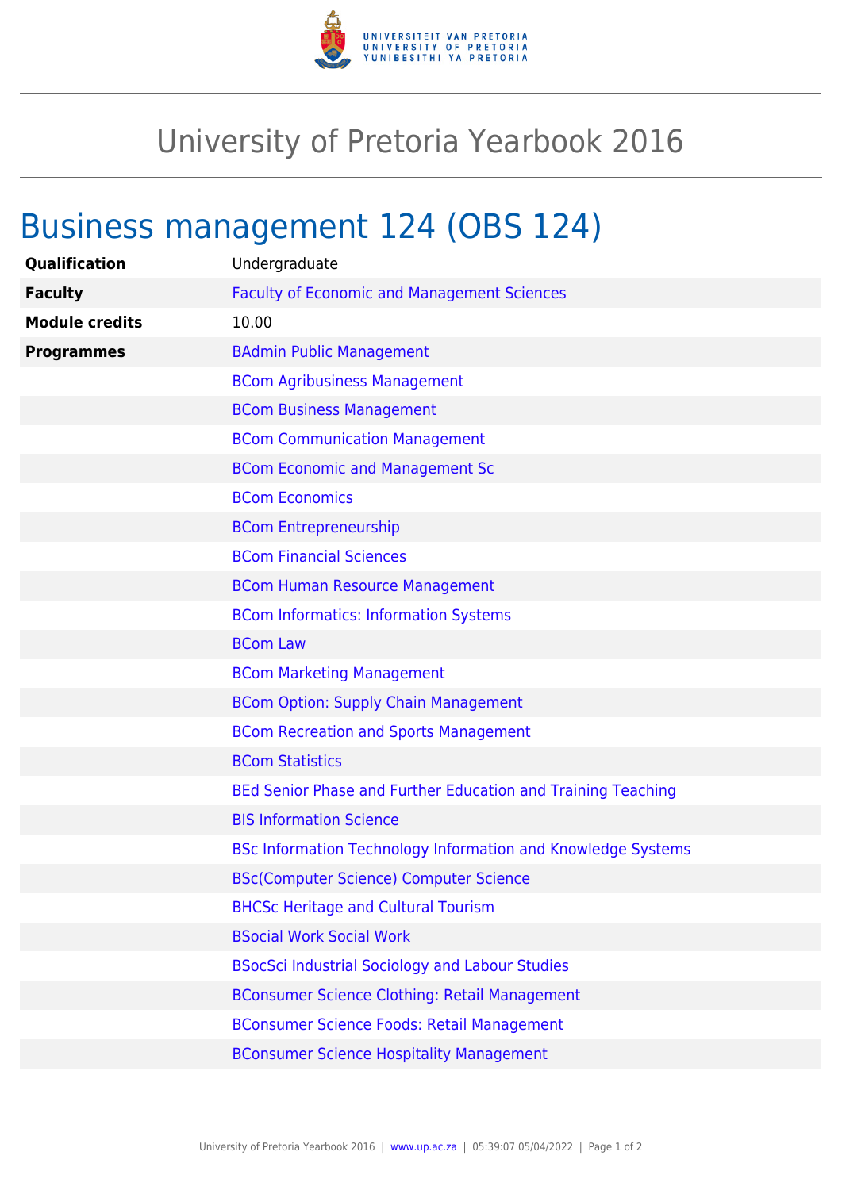# University of Pretoria Yearbook 2016

## Business management 124 (OBS 124)

| | |
|---|---|
| **Qualification** | Undergraduate |
| **Faculty** | Faculty of Economic and Management Sciences |
| **Module credits** | 10.00 |
| **Programmes** | BAdmin Public Management |
| | BCom Agribusiness Management |
| | BCom Business Management |
| | BCom Communication Management |
| | BCom Economic and Management Sc |
| | BCom Economics |
| | BCom Entrepreneurship |
| | BCom Financial Sciences |
| | BCom Human Resource Management |
| | BCom Informatics: Information Systems |
| | BCom Law |
| | BCom Marketing Management |
| | BCom Option: Supply Chain Management |
| | BCom Recreation and Sports Management |
| | BCom Statistics |
| | BEd Senior Phase and Further Education and Training Teaching |
| | BIS Information Science |
| | BSc Information Technology Information and Knowledge Systems |
| | BSc(Computer Science) Computer Science |
| | BHCSc Heritage and Cultural Tourism |
| | BSocial Work Social Work |
| | BSocSci Industrial Sociology and Labour Studies |
| | BConsumer Science Clothing: Retail Management |
| | BConsumer Science Foods: Retail Management |
| | BConsumer Science Hospitality Management |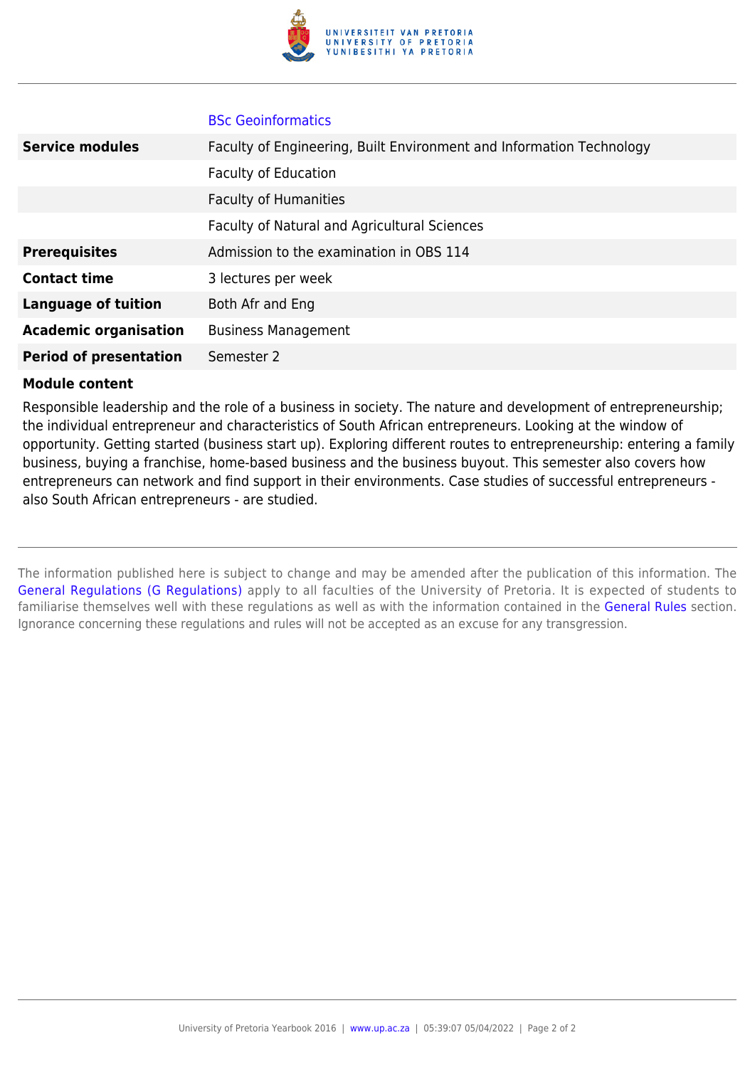| | |
|---|---|
| | BSc Geoinformatics |
| **Service modules** | Faculty of Engineering, Built Environment and Information Technology |
| | Faculty of Education |
| | Faculty of Humanities |
| | Faculty of Natural and Agricultural Sciences |
| **Prerequisites** | Admission to the examination in OBS 114 |
| **Contact time** | 3 lectures per week |
| **Language of tuition** | Both Afr and Eng |
| **Academic organisation** | Business Management |
| **Period of presentation** | Semester 2 |

**Module content**

Responsible leadership and the role of a business in society. The nature and development of entrepreneurship; the individual entrepreneur and characteristics of South African entrepreneurs. Looking at the window of opportunity. Getting started (business start up). Exploring different routes to entrepreneurship: entering a family business, buying a franchise, home-based business and the business buyout. This semester also covers how entrepreneurs can network and find support in their environments. Case studies of successful entrepreneurs - also South African entrepreneurs - are studied.

The information published here is subject to change and may be amended after the publication of this information. The General Regulations (G Regulations) apply to all faculties of the University of Pretoria. It is expected of students to familiarise themselves well with these regulations as well as with the information contained in the General Rules section. Ignorance concerning these regulations and rules will not be accepted as an excuse for any transgression.